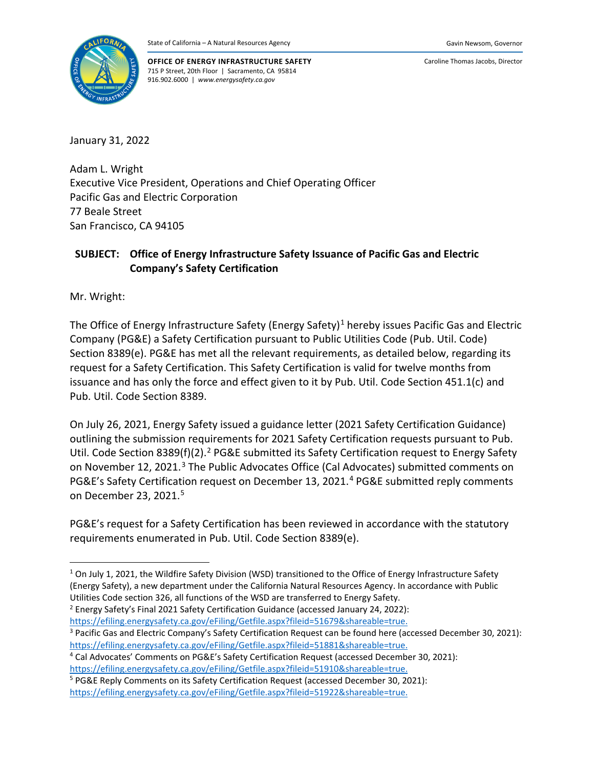State of California – A Natural Resources Agency

Gavin Newsom, Governor

**OFFICE OF ENERGY INFRASTRUCTURE SAFETY**
715 P Street, 20th Floor | Sacramento, CA 95814
916.902.6000 | *www.energysafety.ca.gov*

Caroline Thomas Jacobs, Director

January 31, 2022

Adam L. Wright
Executive Vice President, Operations and Chief Operating Officer
Pacific Gas and Electric Corporation
77 Beale Street
San Francisco, CA 94105

**SUBJECT: Office of Energy Infrastructure Safety Issuance of Pacific Gas and Electric Company's Safety Certification**

Mr. Wright:

The Office of Energy Infrastructure Safety (Energy Safety)[1] hereby issues Pacific Gas and Electric Company (PG&E) a Safety Certification pursuant to Public Utilities Code (Pub. Util. Code) Section 8389(e). PG&E has met all the relevant requirements, as detailed below, regarding its request for a Safety Certification. This Safety Certification is valid for twelve months from issuance and has only the force and effect given to it by Pub. Util. Code Section 451.1(c) and Pub. Util. Code Section 8389.

On July 26, 2021, Energy Safety issued a guidance letter (2021 Safety Certification Guidance) outlining the submission requirements for 2021 Safety Certification requests pursuant to Pub. Util. Code Section 8389(f)(2).[2] PG&E submitted its Safety Certification request to Energy Safety on November 12, 2021.[3] The Public Advocates Office (Cal Advocates) submitted comments on PG&E's Safety Certification request on December 13, 2021.[4] PG&E submitted reply comments on December 23, 2021.[5]

PG&E's request for a Safety Certification has been reviewed in accordance with the statutory requirements enumerated in Pub. Util. Code Section 8389(e).

---

[1] On July 1, 2021, the Wildfire Safety Division (WSD) transitioned to the Office of Energy Infrastructure Safety (Energy Safety), a new department under the California Natural Resources Agency. In accordance with Public Utilities Code section 326, all functions of the WSD are transferred to Energy Safety.

[2] Energy Safety's Final 2021 Safety Certification Guidance (accessed January 24, 2022): https://efiling.energysafety.ca.gov/eFiling/Getfile.aspx?fileid=51679&shareable=true.

[3] Pacific Gas and Electric Company's Safety Certification Request can be found here (accessed December 30, 2021): https://efiling.energysafety.ca.gov/eFiling/Getfile.aspx?fileid=51881&shareable=true.

[4] Cal Advocates' Comments on PG&E's Safety Certification Request (accessed December 30, 2021): https://efiling.energysafety.ca.gov/eFiling/Getfile.aspx?fileid=51910&shareable=true.

[5] PG&E Reply Comments on its Safety Certification Request (accessed December 30, 2021): https://efiling.energysafety.ca.gov/eFiling/Getfile.aspx?fileid=51922&shareable=true.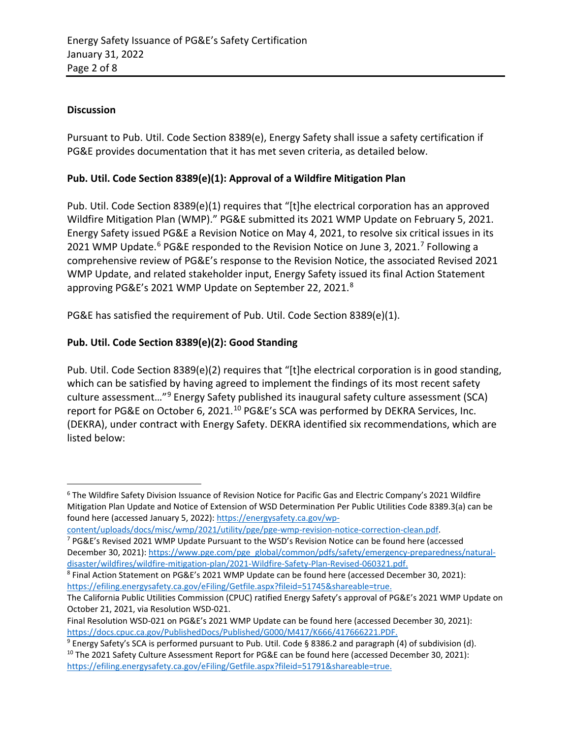## Discussion

Pursuant to Pub. Util. Code Section 8389(e), Energy Safety shall issue a safety certification if PG&E provides documentation that it has met seven criteria, as detailed below.

### Pub. Util. Code Section 8389(e)(1): Approval of a Wildfire Mitigation Plan

Pub. Util. Code Section 8389(e)(1) requires that "[t]he electrical corporation has an approved Wildfire Mitigation Plan (WMP)." PG&E submitted its 2021 WMP Update on February 5, 2021. Energy Safety issued PG&E a Revision Notice on May 4, 2021, to resolve six critical issues in its 2021 WMP Update.[6] PG&E responded to the Revision Notice on June 3, 2021.[7] Following a comprehensive review of PG&E's response to the Revision Notice, the associated Revised 2021 WMP Update, and related stakeholder input, Energy Safety issued its final Action Statement approving PG&E's 2021 WMP Update on September 22, 2021.[8]

PG&E has satisfied the requirement of Pub. Util. Code Section 8389(e)(1).

### Pub. Util. Code Section 8389(e)(2): Good Standing

Pub. Util. Code Section 8389(e)(2) requires that "[t]he electrical corporation is in good standing, which can be satisfied by having agreed to implement the findings of its most recent safety culture assessment…"[9] Energy Safety published its inaugural safety culture assessment (SCA) report for PG&E on October 6, 2021.[10] PG&E's SCA was performed by DEKRA Services, Inc. (DEKRA), under contract with Energy Safety. DEKRA identified six recommendations, which are listed below:

---

[6] The Wildfire Safety Division Issuance of Revision Notice for Pacific Gas and Electric Company's 2021 Wildfire Mitigation Plan Update and Notice of Extension of WSD Determination Per Public Utilities Code 8389.3(a) can be found here (accessed January 5, 2022): https://energysafety.ca.gov/wp-content/uploads/docs/misc/wmp/2021/utility/pge/pge-wmp-revision-notice-correction-clean.pdf.

[7] PG&E's Revised 2021 WMP Update Pursuant to the WSD's Revision Notice can be found here (accessed December 30, 2021): https://www.pge.com/pge_global/common/pdfs/safety/emergency-preparedness/natural-disaster/wildfires/wildfire-mitigation-plan/2021-Wildfire-Safety-Plan-Revised-060321.pdf.

[8] Final Action Statement on PG&E's 2021 WMP Update can be found here (accessed December 30, 2021): https://efiling.energysafety.ca.gov/eFiling/Getfile.aspx?fileid=51745&shareable=true.

The California Public Utilities Commission (CPUC) ratified Energy Safety's approval of PG&E's 2021 WMP Update on October 21, 2021, via Resolution WSD-021.

Final Resolution WSD-021 on PG&E's 2021 WMP Update can be found here (accessed December 30, 2021): https://docs.cpuc.ca.gov/PublishedDocs/Published/G000/M417/K666/417666221.PDF.

[9] Energy Safety's SCA is performed pursuant to Pub. Util. Code § 8386.2 and paragraph (4) of subdivision (d).

[10] The 2021 Safety Culture Assessment Report for PG&E can be found here (accessed December 30, 2021): https://efiling.energysafety.ca.gov/eFiling/Getfile.aspx?fileid=51791&shareable=true.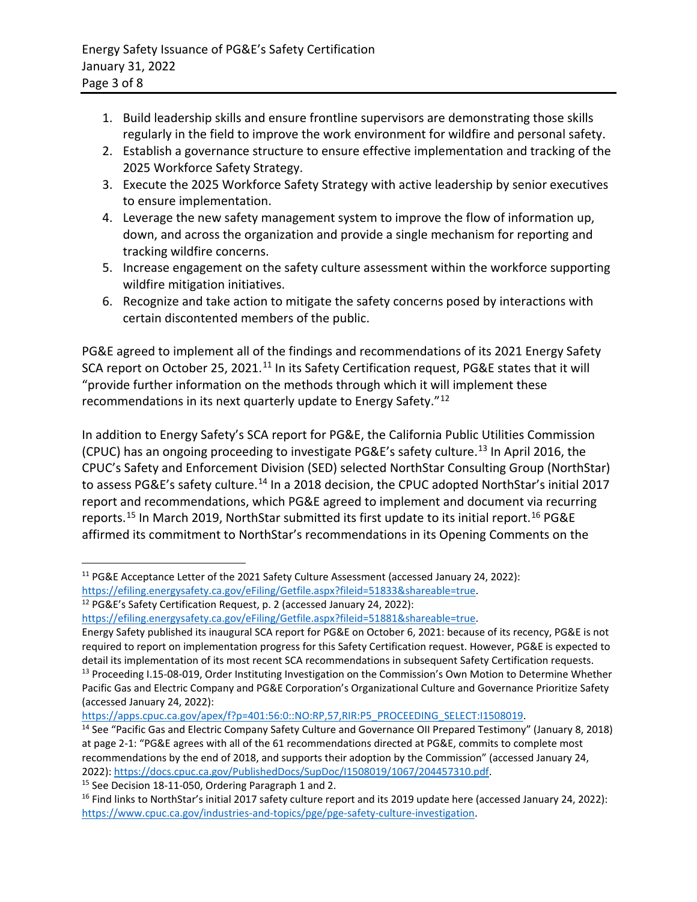1. Build leadership skills and ensure frontline supervisors are demonstrating those skills regularly in the field to improve the work environment for wildfire and personal safety.
2. Establish a governance structure to ensure effective implementation and tracking of the 2025 Workforce Safety Strategy.
3. Execute the 2025 Workforce Safety Strategy with active leadership by senior executives to ensure implementation.
4. Leverage the new safety management system to improve the flow of information up, down, and across the organization and provide a single mechanism for reporting and tracking wildfire concerns.
5. Increase engagement on the safety culture assessment within the workforce supporting wildfire mitigation initiatives.
6. Recognize and take action to mitigate the safety concerns posed by interactions with certain discontented members of the public.

PG&E agreed to implement all of the findings and recommendations of its 2021 Energy Safety SCA report on October 25, 2021.[11] In its Safety Certification request, PG&E states that it will "provide further information on the methods through which it will implement these recommendations in its next quarterly update to Energy Safety."[12]

In addition to Energy Safety's SCA report for PG&E, the California Public Utilities Commission (CPUC) has an ongoing proceeding to investigate PG&E's safety culture.[13] In April 2016, the CPUC's Safety and Enforcement Division (SED) selected NorthStar Consulting Group (NorthStar) to assess PG&E's safety culture.[14] In a 2018 decision, the CPUC adopted NorthStar's initial 2017 report and recommendations, which PG&E agreed to implement and document via recurring reports.[15] In March 2019, NorthStar submitted its first update to its initial report.[16] PG&E affirmed its commitment to NorthStar's recommendations in its Opening Comments on the

---

[11] PG&E Acceptance Letter of the 2021 Safety Culture Assessment (accessed January 24, 2022): https://efiling.energysafety.ca.gov/eFiling/Getfile.aspx?fileid=51833&shareable=true.

[12] PG&E's Safety Certification Request, p. 2 (accessed January 24, 2022): https://efiling.energysafety.ca.gov/eFiling/Getfile.aspx?fileid=51881&shareable=true.
Energy Safety published its inaugural SCA report for PG&E on October 6, 2021: because of its recency, PG&E is not required to report on implementation progress for this Safety Certification request. However, PG&E is expected to detail its implementation of its most recent SCA recommendations in subsequent Safety Certification requests.

[13] Proceeding I.15-08-019, Order Instituting Investigation on the Commission's Own Motion to Determine Whether Pacific Gas and Electric Company and PG&E Corporation's Organizational Culture and Governance Prioritize Safety (accessed January 24, 2022): https://apps.cpuc.ca.gov/apex/f?p=401:56:0::NO:RP,57,RIR:P5_PROCEEDING_SELECT:I1508019.

[14] See "Pacific Gas and Electric Company Safety Culture and Governance OII Prepared Testimony" (January 8, 2018) at page 2-1: "PG&E agrees with all of the 61 recommendations directed at PG&E, commits to complete most recommendations by the end of 2018, and supports their adoption by the Commission" (accessed January 24, 2022): https://docs.cpuc.ca.gov/PublishedDocs/SupDoc/I1508019/1067/204457310.pdf.

[15] See Decision 18-11-050, Ordering Paragraph 1 and 2.

[16] Find links to NorthStar's initial 2017 safety culture report and its 2019 update here (accessed January 24, 2022): https://www.cpuc.ca.gov/industries-and-topics/pge/pge-safety-culture-investigation.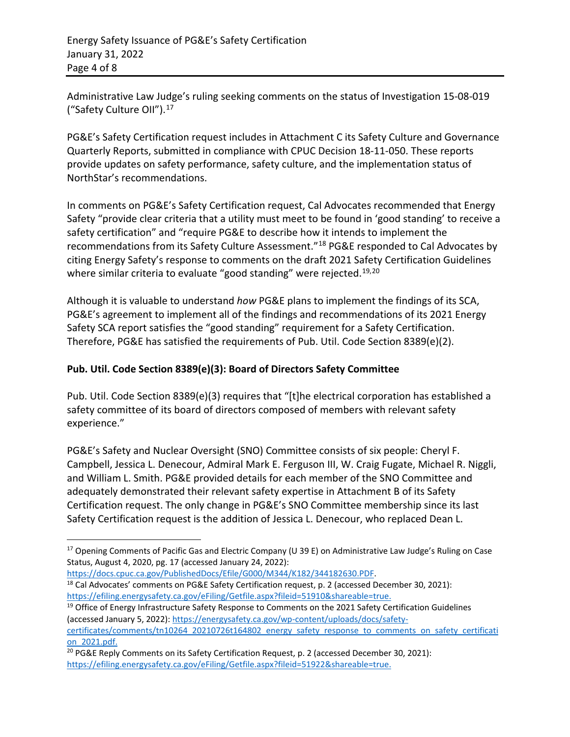Administrative Law Judge's ruling seeking comments on the status of Investigation 15-08-019 ("Safety Culture OII").[17]

PG&E's Safety Certification request includes in Attachment C its Safety Culture and Governance Quarterly Reports, submitted in compliance with CPUC Decision 18-11-050. These reports provide updates on safety performance, safety culture, and the implementation status of NorthStar's recommendations.

In comments on PG&E's Safety Certification request, Cal Advocates recommended that Energy Safety "provide clear criteria that a utility must meet to be found in 'good standing' to receive a safety certification" and "require PG&E to describe how it intends to implement the recommendations from its Safety Culture Assessment."[18] PG&E responded to Cal Advocates by citing Energy Safety's response to comments on the draft 2021 Safety Certification Guidelines where similar criteria to evaluate "good standing" were rejected.[19,20]

Although it is valuable to understand *how* PG&E plans to implement the findings of its SCA, PG&E's agreement to implement all of the findings and recommendations of its 2021 Energy Safety SCA report satisfies the "good standing" requirement for a Safety Certification. Therefore, PG&E has satisfied the requirements of Pub. Util. Code Section 8389(e)(2).

**Pub. Util. Code Section 8389(e)(3): Board of Directors Safety Committee**

Pub. Util. Code Section 8389(e)(3) requires that "[t]he electrical corporation has established a safety committee of its board of directors composed of members with relevant safety experience."

PG&E's Safety and Nuclear Oversight (SNO) Committee consists of six people: Cheryl F. Campbell, Jessica L. Denecour, Admiral Mark E. Ferguson III, W. Craig Fugate, Michael R. Niggli, and William L. Smith. PG&E provided details for each member of the SNO Committee and adequately demonstrated their relevant safety expertise in Attachment B of its Safety Certification request. The only change in PG&E's SNO Committee membership since its last Safety Certification request is the addition of Jessica L. Denecour, who replaced Dean L.

---

[17] Opening Comments of Pacific Gas and Electric Company (U 39 E) on Administrative Law Judge's Ruling on Case Status, August 4, 2020, pg. 17 (accessed January 24, 2022): https://docs.cpuc.ca.gov/PublishedDocs/Efile/G000/M344/K182/344182630.PDF.

[18] Cal Advocates' comments on PG&E Safety Certification request, p. 2 (accessed December 30, 2021): https://efiling.energysafety.ca.gov/eFiling/Getfile.aspx?fileid=51910&shareable=true.

[19] Office of Energy Infrastructure Safety Response to Comments on the 2021 Safety Certification Guidelines (accessed January 5, 2022): https://energysafety.ca.gov/wp-content/uploads/docs/safety-certificates/comments/tn10264_20210726t164802_energy_safety_response_to_comments_on_safety_certification_2021.pdf.

[20] PG&E Reply Comments on its Safety Certification Request, p. 2 (accessed December 30, 2021): https://efiling.energysafety.ca.gov/eFiling/Getfile.aspx?fileid=51922&shareable=true.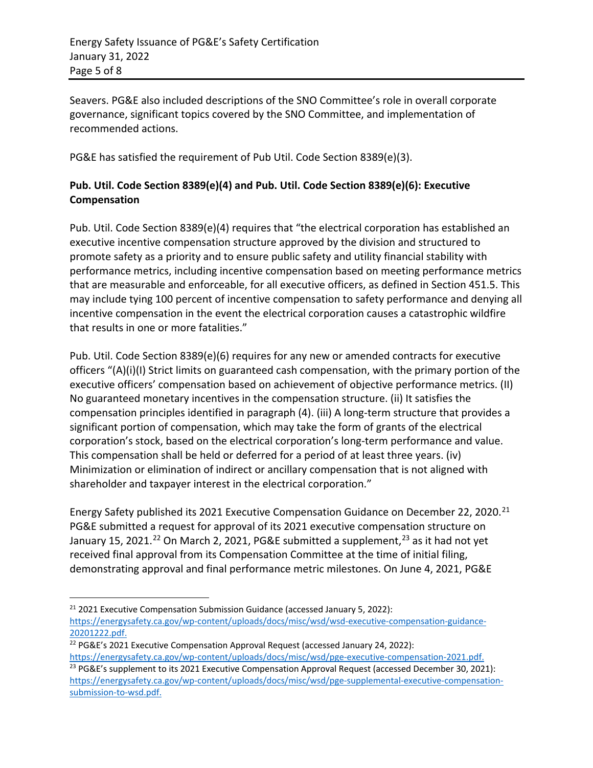Seavers. PG&E also included descriptions of the SNO Committee's role in overall corporate governance, significant topics covered by the SNO Committee, and implementation of recommended actions.

PG&E has satisfied the requirement of Pub Util. Code Section 8389(e)(3).

**Pub. Util. Code Section 8389(e)(4) and Pub. Util. Code Section 8389(e)(6): Executive Compensation**

Pub. Util. Code Section 8389(e)(4) requires that "the electrical corporation has established an executive incentive compensation structure approved by the division and structured to promote safety as a priority and to ensure public safety and utility financial stability with performance metrics, including incentive compensation based on meeting performance metrics that are measurable and enforceable, for all executive officers, as defined in Section 451.5. This may include tying 100 percent of incentive compensation to safety performance and denying all incentive compensation in the event the electrical corporation causes a catastrophic wildfire that results in one or more fatalities."

Pub. Util. Code Section 8389(e)(6) requires for any new or amended contracts for executive officers "(A)(i)(I) Strict limits on guaranteed cash compensation, with the primary portion of the executive officers' compensation based on achievement of objective performance metrics. (II) No guaranteed monetary incentives in the compensation structure. (ii) It satisfies the compensation principles identified in paragraph (4). (iii) A long-term structure that provides a significant portion of compensation, which may take the form of grants of the electrical corporation's stock, based on the electrical corporation's long-term performance and value. This compensation shall be held or deferred for a period of at least three years. (iv) Minimization or elimination of indirect or ancillary compensation that is not aligned with shareholder and taxpayer interest in the electrical corporation."

Energy Safety published its 2021 Executive Compensation Guidance on December 22, 2020.[21] PG&E submitted a request for approval of its 2021 executive compensation structure on January 15, 2021.[22] On March 2, 2021, PG&E submitted a supplement,[23] as it had not yet received final approval from its Compensation Committee at the time of initial filing, demonstrating approval and final performance metric milestones. On June 4, 2021, PG&E

---

[21] 2021 Executive Compensation Submission Guidance (accessed January 5, 2022): https://energysafety.ca.gov/wp-content/uploads/docs/misc/wsd/wsd-executive-compensation-guidance-20201222.pdf.

[22] PG&E's 2021 Executive Compensation Approval Request (accessed January 24, 2022): https://energysafety.ca.gov/wp-content/uploads/docs/misc/wsd/pge-executive-compensation-2021.pdf.

[23] PG&E's supplement to its 2021 Executive Compensation Approval Request (accessed December 30, 2021): https://energysafety.ca.gov/wp-content/uploads/docs/misc/wsd/pge-supplemental-executive-compensation-submission-to-wsd.pdf.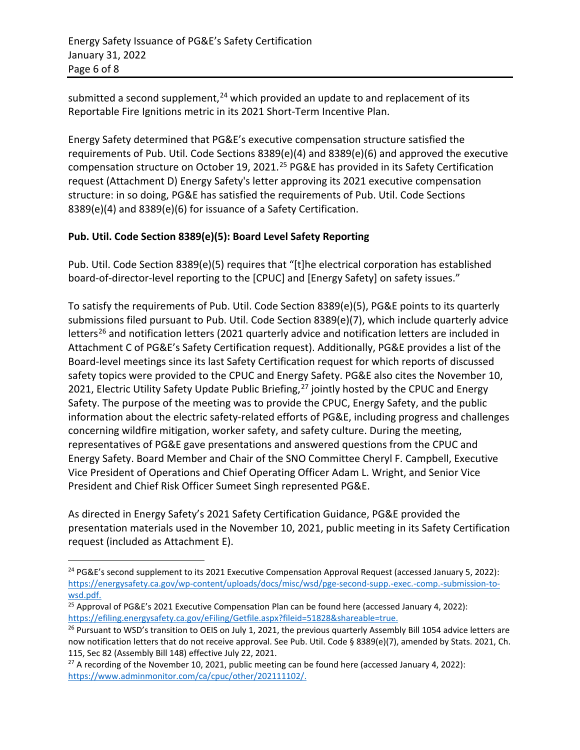submitted a second supplement,[24] which provided an update to and replacement of its Reportable Fire Ignitions metric in its 2021 Short-Term Incentive Plan.

Energy Safety determined that PG&E's executive compensation structure satisfied the requirements of Pub. Util. Code Sections 8389(e)(4) and 8389(e)(6) and approved the executive compensation structure on October 19, 2021.[25] PG&E has provided in its Safety Certification request (Attachment D) Energy Safety's letter approving its 2021 executive compensation structure: in so doing, PG&E has satisfied the requirements of Pub. Util. Code Sections 8389(e)(4) and 8389(e)(6) for issuance of a Safety Certification.

**Pub. Util. Code Section 8389(e)(5): Board Level Safety Reporting**

Pub. Util. Code Section 8389(e)(5) requires that "[t]he electrical corporation has established board-of-director-level reporting to the [CPUC] and [Energy Safety] on safety issues."

To satisfy the requirements of Pub. Util. Code Section 8389(e)(5), PG&E points to its quarterly submissions filed pursuant to Pub. Util. Code Section 8389(e)(7), which include quarterly advice letters[26] and notification letters (2021 quarterly advice and notification letters are included in Attachment C of PG&E's Safety Certification request). Additionally, PG&E provides a list of the Board-level meetings since its last Safety Certification request for which reports of discussed safety topics were provided to the CPUC and Energy Safety. PG&E also cites the November 10, 2021, Electric Utility Safety Update Public Briefing,[27] jointly hosted by the CPUC and Energy Safety. The purpose of the meeting was to provide the CPUC, Energy Safety, and the public information about the electric safety-related efforts of PG&E, including progress and challenges concerning wildfire mitigation, worker safety, and safety culture. During the meeting, representatives of PG&E gave presentations and answered questions from the CPUC and Energy Safety. Board Member and Chair of the SNO Committee Cheryl F. Campbell, Executive Vice President of Operations and Chief Operating Officer Adam L. Wright, and Senior Vice President and Chief Risk Officer Sumeet Singh represented PG&E.

As directed in Energy Safety's 2021 Safety Certification Guidance, PG&E provided the presentation materials used in the November 10, 2021, public meeting in its Safety Certification request (included as Attachment E).

---

[24] PG&E's second supplement to its 2021 Executive Compensation Approval Request (accessed January 5, 2022): https://energysafety.ca.gov/wp-content/uploads/docs/misc/wsd/pge-second-supp.-exec.-comp.-submission-to-wsd.pdf.

[25] Approval of PG&E's 2021 Executive Compensation Plan can be found here (accessed January 4, 2022): https://efiling.energysafety.ca.gov/eFiling/Getfile.aspx?fileid=51828&shareable=true.

[26] Pursuant to WSD's transition to OEIS on July 1, 2021, the previous quarterly Assembly Bill 1054 advice letters are now notification letters that do not receive approval. See Pub. Util. Code § 8389(e)(7), amended by Stats. 2021, Ch. 115, Sec 82 (Assembly Bill 148) effective July 22, 2021.

[27] A recording of the November 10, 2021, public meeting can be found here (accessed January 4, 2022): https://www.adminmonitor.com/ca/cpuc/other/202111102/.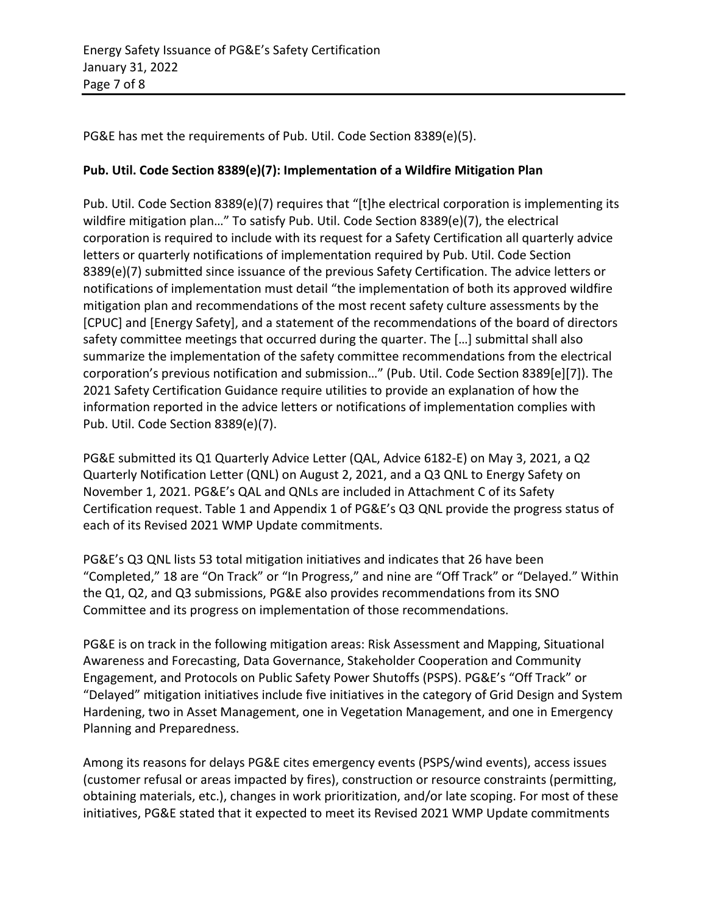PG&E has met the requirements of Pub. Util. Code Section 8389(e)(5).

**Pub. Util. Code Section 8389(e)(7): Implementation of a Wildfire Mitigation Plan**

Pub. Util. Code Section 8389(e)(7) requires that "[t]he electrical corporation is implementing its wildfire mitigation plan…" To satisfy Pub. Util. Code Section 8389(e)(7), the electrical corporation is required to include with its request for a Safety Certification all quarterly advice letters or quarterly notifications of implementation required by Pub. Util. Code Section 8389(e)(7) submitted since issuance of the previous Safety Certification. The advice letters or notifications of implementation must detail "the implementation of both its approved wildfire mitigation plan and recommendations of the most recent safety culture assessments by the [CPUC] and [Energy Safety], and a statement of the recommendations of the board of directors safety committee meetings that occurred during the quarter. The […] submittal shall also summarize the implementation of the safety committee recommendations from the electrical corporation's previous notification and submission…" (Pub. Util. Code Section 8389[e][7]). The 2021 Safety Certification Guidance require utilities to provide an explanation of how the information reported in the advice letters or notifications of implementation complies with Pub. Util. Code Section 8389(e)(7).

PG&E submitted its Q1 Quarterly Advice Letter (QAL, Advice 6182-E) on May 3, 2021, a Q2 Quarterly Notification Letter (QNL) on August 2, 2021, and a Q3 QNL to Energy Safety on November 1, 2021. PG&E's QAL and QNLs are included in Attachment C of its Safety Certification request. Table 1 and Appendix 1 of PG&E's Q3 QNL provide the progress status of each of its Revised 2021 WMP Update commitments.

PG&E's Q3 QNL lists 53 total mitigation initiatives and indicates that 26 have been "Completed," 18 are "On Track" or "In Progress," and nine are "Off Track" or "Delayed." Within the Q1, Q2, and Q3 submissions, PG&E also provides recommendations from its SNO Committee and its progress on implementation of those recommendations.

PG&E is on track in the following mitigation areas: Risk Assessment and Mapping, Situational Awareness and Forecasting, Data Governance, Stakeholder Cooperation and Community Engagement, and Protocols on Public Safety Power Shutoffs (PSPS). PG&E's "Off Track" or "Delayed" mitigation initiatives include five initiatives in the category of Grid Design and System Hardening, two in Asset Management, one in Vegetation Management, and one in Emergency Planning and Preparedness.

Among its reasons for delays PG&E cites emergency events (PSPS/wind events), access issues (customer refusal or areas impacted by fires), construction or resource constraints (permitting, obtaining materials, etc.), changes in work prioritization, and/or late scoping. For most of these initiatives, PG&E stated that it expected to meet its Revised 2021 WMP Update commitments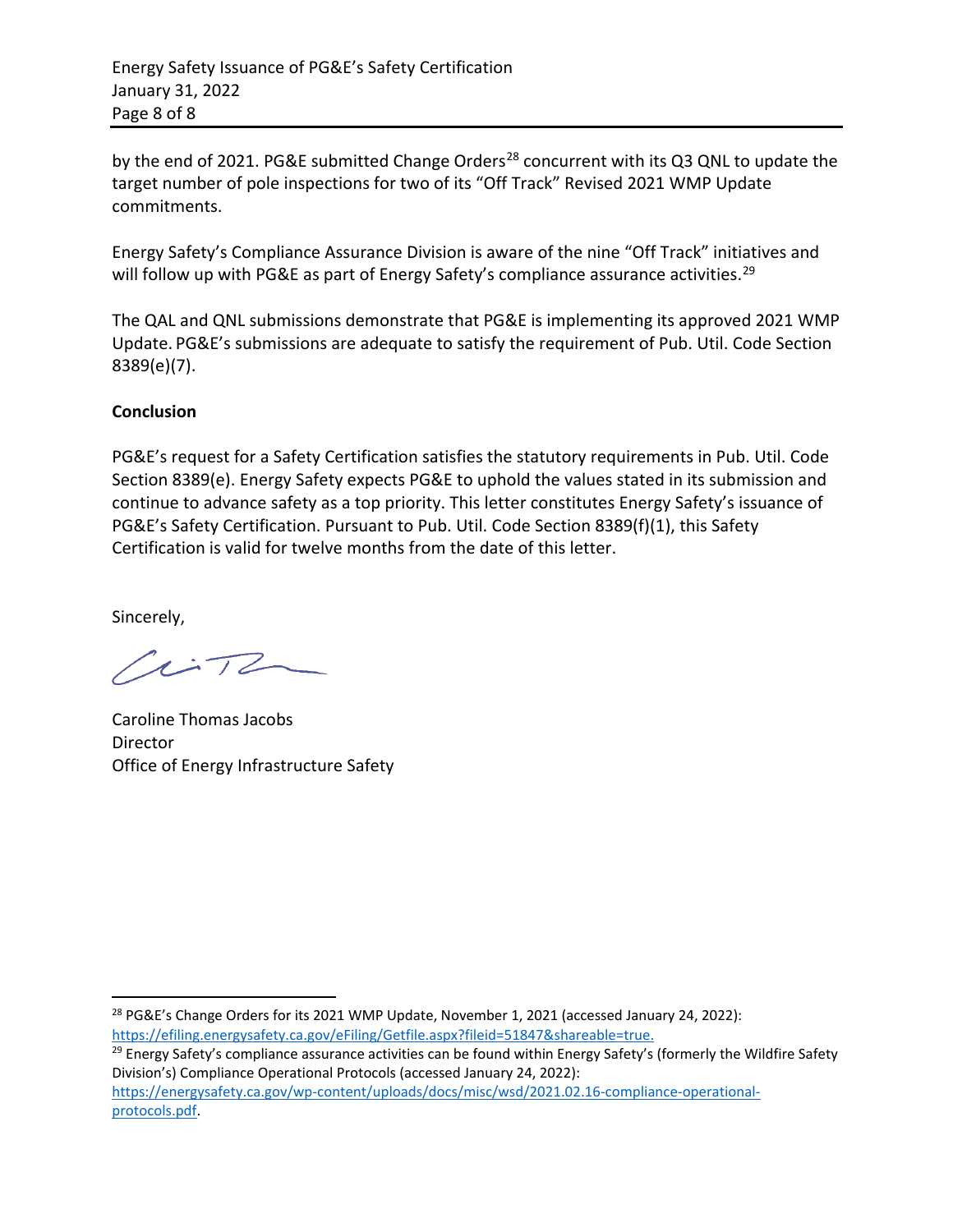by the end of 2021. PG&E submitted Change Orders[28] concurrent with its Q3 QNL to update the target number of pole inspections for two of its "Off Track" Revised 2021 WMP Update commitments.

Energy Safety's Compliance Assurance Division is aware of the nine "Off Track" initiatives and will follow up with PG&E as part of Energy Safety's compliance assurance activities.[29]

The QAL and QNL submissions demonstrate that PG&E is implementing its approved 2021 WMP Update. PG&E's submissions are adequate to satisfy the requirement of Pub. Util. Code Section 8389(e)(7).

**Conclusion**

PG&E's request for a Safety Certification satisfies the statutory requirements in Pub. Util. Code Section 8389(e). Energy Safety expects PG&E to uphold the values stated in its submission and continue to advance safety as a top priority. This letter constitutes Energy Safety's issuance of PG&E's Safety Certification. Pursuant to Pub. Util. Code Section 8389(f)(1), this Safety Certification is valid for twelve months from the date of this letter.

Sincerely,

Caroline Thomas Jacobs
Director
Office of Energy Infrastructure Safety

---

[28] PG&E's Change Orders for its 2021 WMP Update, November 1, 2021 (accessed January 24, 2022): https://efiling.energysafety.ca.gov/eFiling/Getfile.aspx?fileid=51847&shareable=true.

[29] Energy Safety's compliance assurance activities can be found within Energy Safety's (formerly the Wildfire Safety Division's) Compliance Operational Protocols (accessed January 24, 2022): https://energysafety.ca.gov/wp-content/uploads/docs/misc/wsd/2021.02.16-compliance-operational-protocols.pdf.